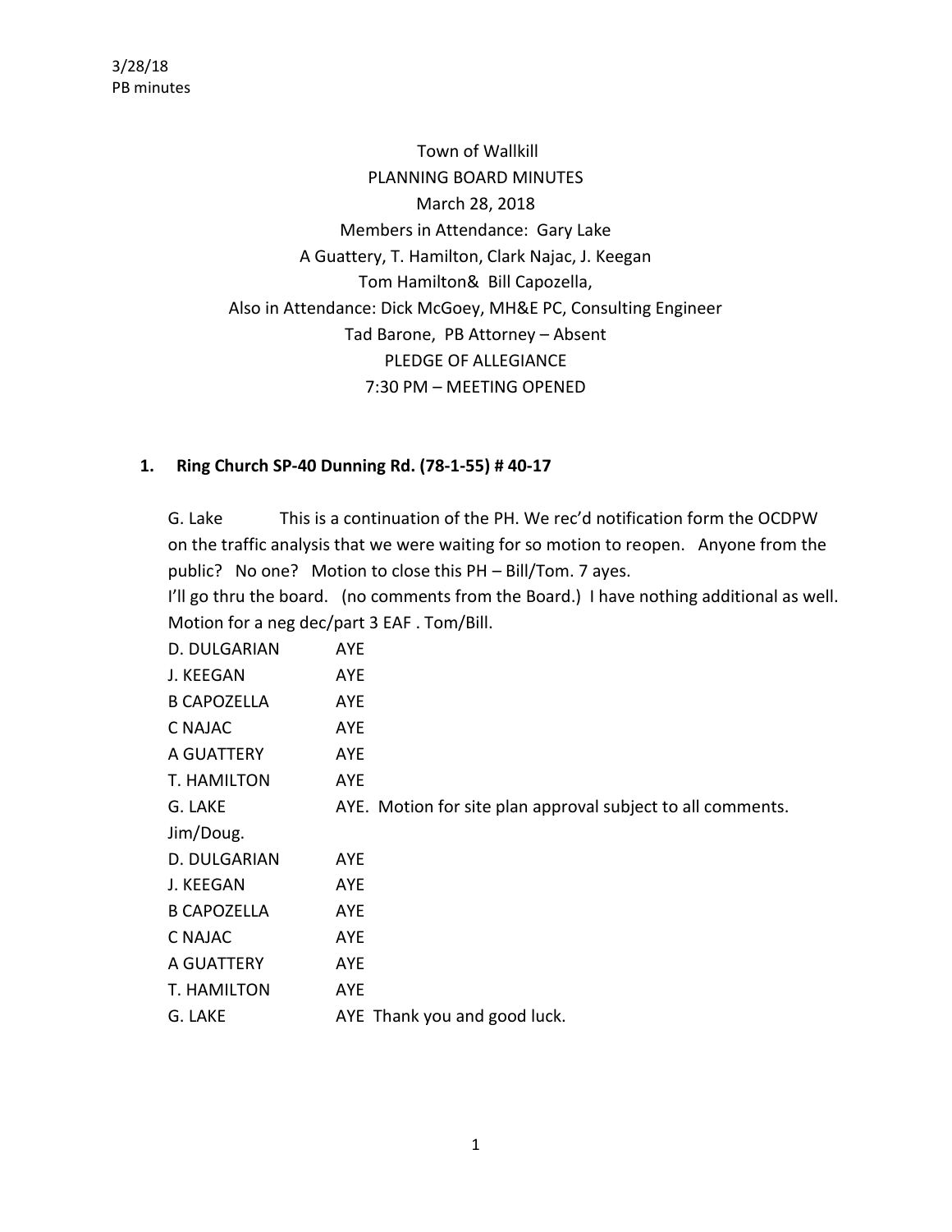Town of Wallkill
PLANNING BOARD MINUTES
March 28, 2018
Members in Attendance: Gary Lake
A Guattery, T. Hamilton, Clark Najac, J. Keegan
Tom Hamilton& Bill Capozella,
Also in Attendance: Dick McGoey, MH&E PC, Consulting Engineer
Tad Barone, PB Attorney – Absent
PLEDGE OF ALLEGIANCE
7:30 PM – MEETING OPENED

## 1. Ring Church SP-40 Dunning Rd. (78-1-55) # 40-17

G. Lake This is a continuation of the PH. We rec'd notification form the OCDPW on the traffic analysis that we were waiting for so motion to reopen. Anyone from the public? No one? Motion to close this PH – Bill/Tom. 7 ayes.

I'll go thru the board. (no comments from the Board.) I have nothing additional as well. Motion for a neg dec/part 3 EAF . Tom/Bill.

D. DULGARIAN AYE
J. KEEGAN AYE
B CAPOZELLA AYE
C NAJAC AYE
A GUATTERY AYE
T. HAMILTON AYE
G. LAKE AYE. Motion for site plan approval subject to all comments.
Jim/Doug.
D. DULGARIAN AYE
J. KEEGAN AYE
B CAPOZELLA AYE
C NAJAC AYE
A GUATTERY AYE
T. HAMILTON AYE
G. LAKE AYE Thank you and good luck.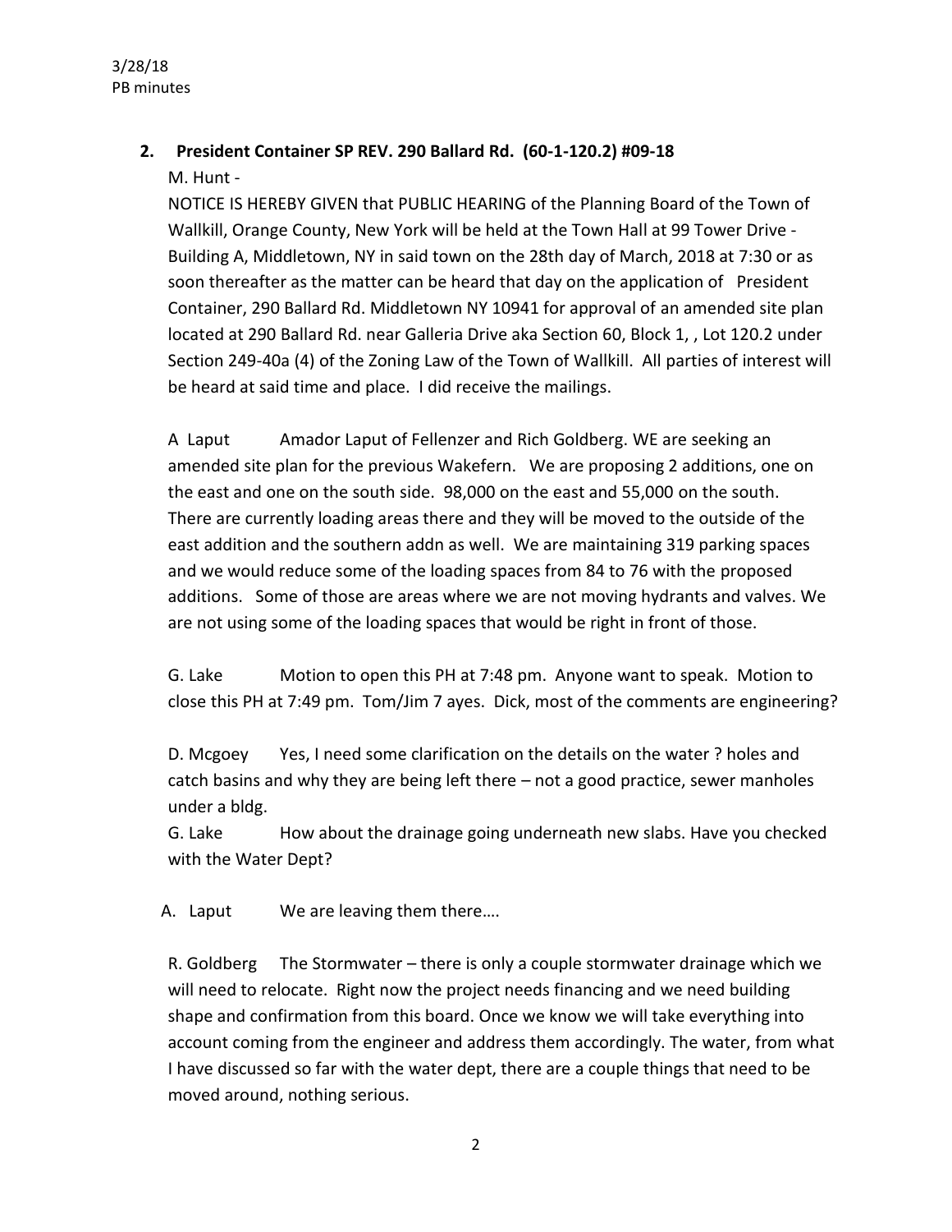## 2. President Container SP REV. 290 Ballard Rd. (60-1-120.2) #09-18

M. Hunt -

NOTICE IS HEREBY GIVEN that PUBLIC HEARING of the Planning Board of the Town of Wallkill, Orange County, New York will be held at the Town Hall at 99 Tower Drive - Building A, Middletown, NY in said town on the 28th day of March, 2018 at 7:30 or as soon thereafter as the matter can be heard that day on the application of President Container, 290 Ballard Rd. Middletown NY 10941 for approval of an amended site plan located at 290 Ballard Rd. near Galleria Drive aka Section 60, Block 1, , Lot 120.2 under Section 249-40a (4) of the Zoning Law of the Town of Wallkill. All parties of interest will be heard at said time and place. I did receive the mailings.

A Laput Amador Laput of Fellenzer and Rich Goldberg. WE are seeking an amended site plan for the previous Wakefern. We are proposing 2 additions, one on the east and one on the south side. 98,000 on the east and 55,000 on the south. There are currently loading areas there and they will be moved to the outside of the east addition and the southern addn as well. We are maintaining 319 parking spaces and we would reduce some of the loading spaces from 84 to 76 with the proposed additions. Some of those are areas where we are not moving hydrants and valves. We are not using some of the loading spaces that would be right in front of those.

G. Lake Motion to open this PH at 7:48 pm. Anyone want to speak. Motion to close this PH at 7:49 pm. Tom/Jim 7 ayes. Dick, most of the comments are engineering?

D. Mcgoey Yes, I need some clarification on the details on the water ? holes and catch basins and why they are being left there – not a good practice, sewer manholes under a bldg.

G. Lake How about the drainage going underneath new slabs. Have you checked with the Water Dept?

A. Laput We are leaving them there….

R. Goldberg The Stormwater – there is only a couple stormwater drainage which we will need to relocate. Right now the project needs financing and we need building shape and confirmation from this board. Once we know we will take everything into account coming from the engineer and address them accordingly. The water, from what I have discussed so far with the water dept, there are a couple things that need to be moved around, nothing serious.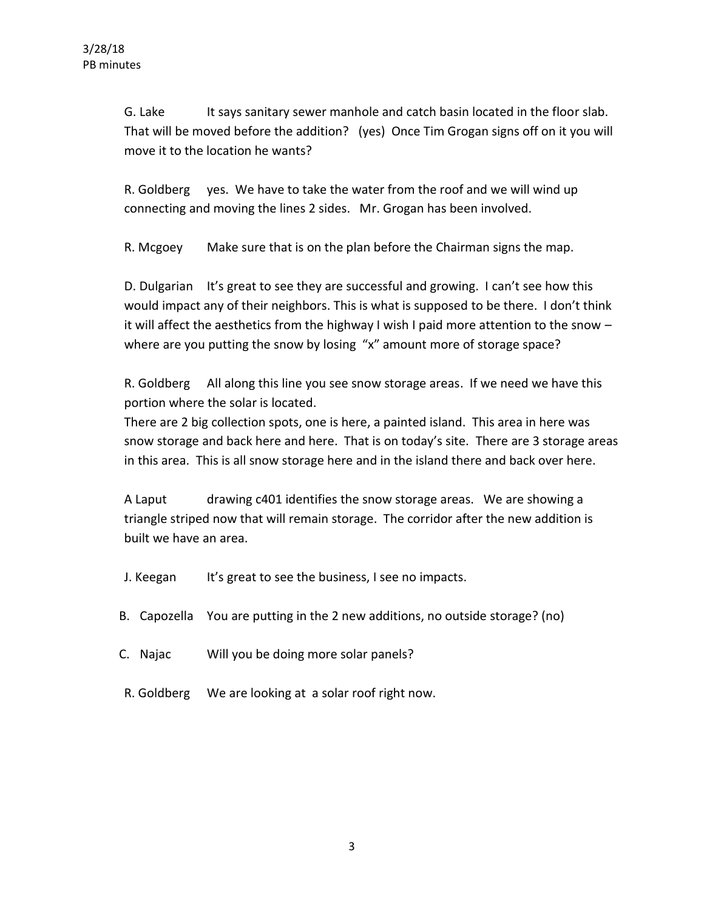G. Lake It says sanitary sewer manhole and catch basin located in the floor slab. That will be moved before the addition? (yes) Once Tim Grogan signs off on it you will move it to the location he wants?

R. Goldberg yes. We have to take the water from the roof and we will wind up connecting and moving the lines 2 sides. Mr. Grogan has been involved.

R. Mcgoey Make sure that is on the plan before the Chairman signs the map.

D. Dulgarian It's great to see they are successful and growing. I can't see how this would impact any of their neighbors. This is what is supposed to be there. I don't think it will affect the aesthetics from the highway I wish I paid more attention to the snow – where are you putting the snow by losing "x" amount more of storage space?

R. Goldberg All along this line you see snow storage areas. If we need we have this portion where the solar is located.
There are 2 big collection spots, one is here, a painted island. This area in here was snow storage and back here and here. That is on today's site. There are 3 storage areas in this area. This is all snow storage here and in the island there and back over here.

A Laput drawing c401 identifies the snow storage areas. We are showing a triangle striped now that will remain storage. The corridor after the new addition is built we have an area.

J. Keegan It's great to see the business, I see no impacts.

B. Capozella You are putting in the 2 new additions, no outside storage? (no)

C. Najac Will you be doing more solar panels?

R. Goldberg We are looking at a solar roof right now.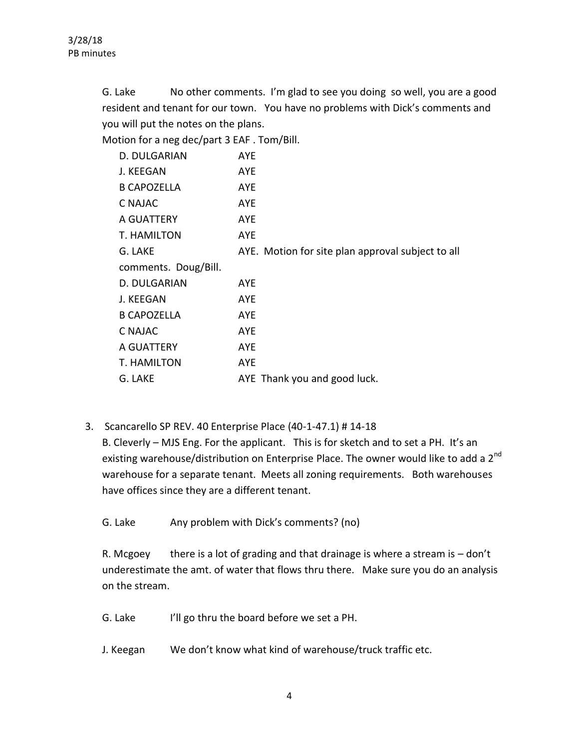G. Lake No other comments. I'm glad to see you doing so well, you are a good resident and tenant for our town. You have no problems with Dick's comments and you will put the notes on the plans.

Motion for a neg dec/part 3 EAF . Tom/Bill.

| | |
|---|---|
| D. DULGARIAN | AYE |
| J. KEEGAN | AYE |
| B CAPOZELLA | AYE |
| C NAJAC | AYE |
| A GUATTERY | AYE |
| T. HAMILTON | AYE |
| G. LAKE | AYE. Motion for site plan approval subject to all |

comments. Doug/Bill.

| | |
|---|---|
| D. DULGARIAN | AYE |
| J. KEEGAN | AYE |
| B CAPOZELLA | AYE |
| C NAJAC | AYE |
| A GUATTERY | AYE |
| T. HAMILTON | AYE |
| G. LAKE | AYE Thank you and good luck. |

3. Scancarello SP REV. 40 Enterprise Place (40-1-47.1) # 14-18

B. Cleverly – MJS Eng. For the applicant. This is for sketch and to set a PH. It's an existing warehouse/distribution on Enterprise Place. The owner would like to add a 2nd warehouse for a separate tenant. Meets all zoning requirements. Both warehouses have offices since they are a different tenant.

G. Lake Any problem with Dick's comments? (no)

R. Mcgoey there is a lot of grading and that drainage is where a stream is – don't underestimate the amt. of water that flows thru there. Make sure you do an analysis on the stream.

G. Lake I'll go thru the board before we set a PH.

J. Keegan We don't know what kind of warehouse/truck traffic etc.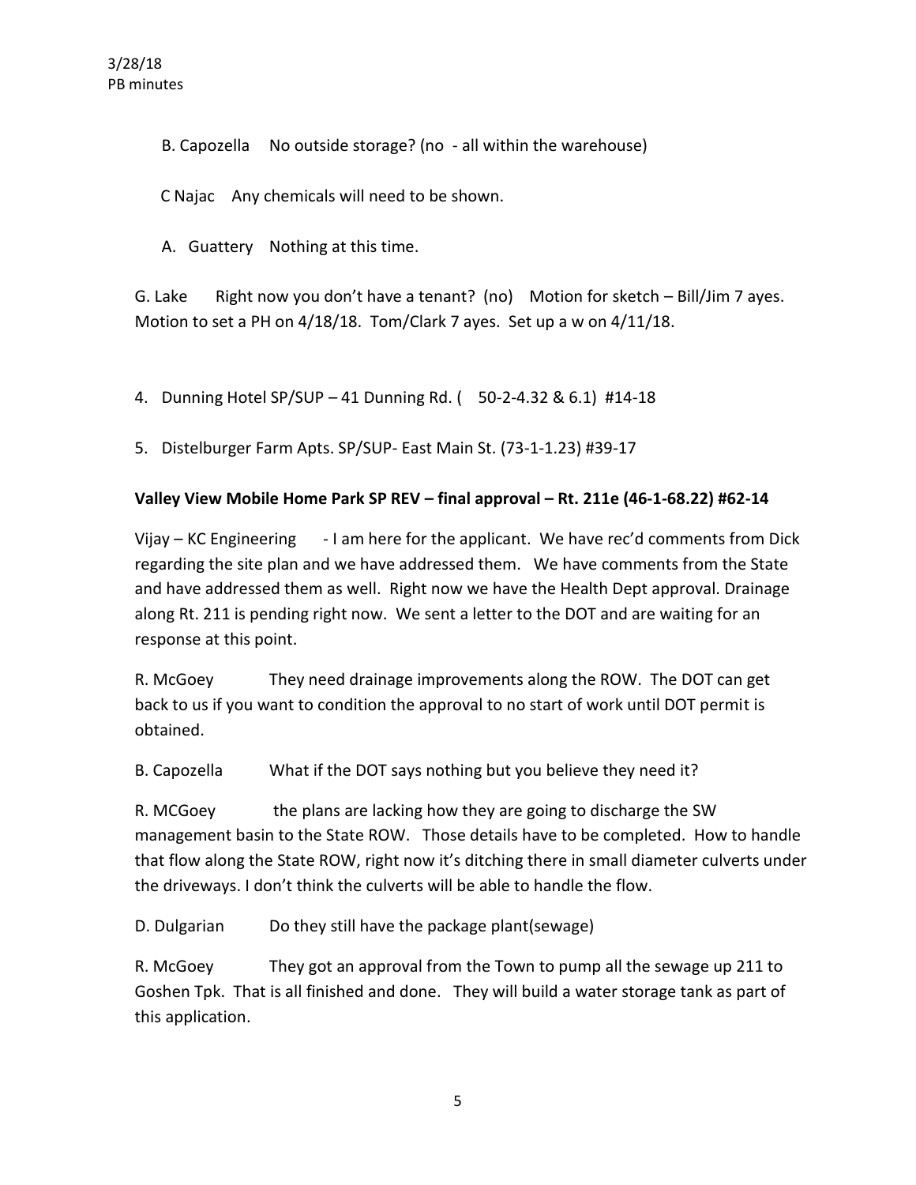B. Capozella No outside storage? (no - all within the warehouse)

C Najac Any chemicals will need to be shown.

A. Guattery Nothing at this time.

G. Lake Right now you don't have a tenant? (no) Motion for sketch – Bill/Jim 7 ayes. Motion to set a PH on 4/18/18. Tom/Clark 7 ayes. Set up a w on 4/11/18.

4. Dunning Hotel SP/SUP – 41 Dunning Rd. ( 50-2-4.32 & 6.1) #14-18

5. Distelburger Farm Apts. SP/SUP- East Main St. (73-1-1.23) #39-17

**Valley View Mobile Home Park SP REV – final approval – Rt. 211e (46-1-68.22) #62-14**

Vijay – KC Engineering - I am here for the applicant. We have rec'd comments from Dick regarding the site plan and we have addressed them. We have comments from the State and have addressed them as well. Right now we have the Health Dept approval. Drainage along Rt. 211 is pending right now. We sent a letter to the DOT and are waiting for an response at this point.

R. McGoey They need drainage improvements along the ROW. The DOT can get back to us if you want to condition the approval to no start of work until DOT permit is obtained.

B. Capozella What if the DOT says nothing but you believe they need it?

R. MCGoey the plans are lacking how they are going to discharge the SW management basin to the State ROW. Those details have to be completed. How to handle that flow along the State ROW, right now it's ditching there in small diameter culverts under the driveways. I don't think the culverts will be able to handle the flow.

D. Dulgarian Do they still have the package plant(sewage)

R. McGoey They got an approval from the Town to pump all the sewage up 211 to Goshen Tpk. That is all finished and done. They will build a water storage tank as part of this application.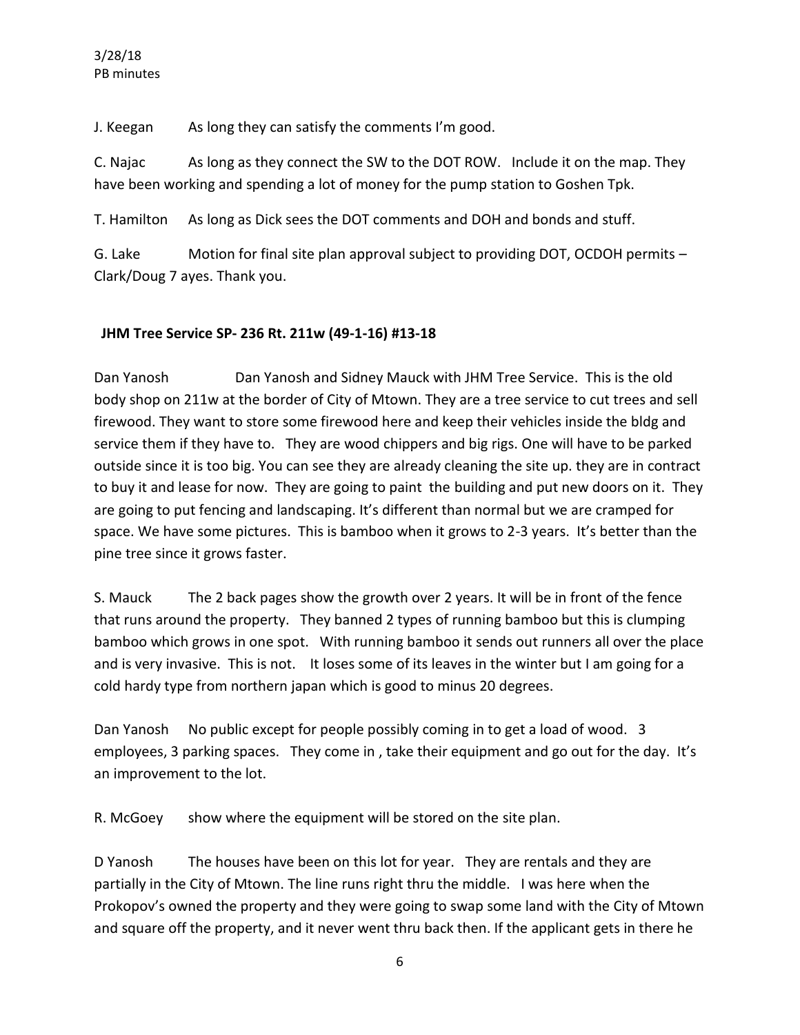J. Keegan  As long they can satisfy the comments I'm good.

C. Najac  As long as they connect the SW to the DOT ROW. Include it on the map. They have been working and spending a lot of money for the pump station to Goshen Tpk.

T. Hamilton  As long as Dick sees the DOT comments and DOH and bonds and stuff.

G. Lake  Motion for final site plan approval subject to providing DOT, OCDOH permits – Clark/Doug 7 ayes. Thank you.

**JHM Tree Service SP- 236 Rt. 211w (49-1-16) #13-18**

Dan Yanosh  Dan Yanosh and Sidney Mauck with JHM Tree Service. This is the old body shop on 211w at the border of City of Mtown. They are a tree service to cut trees and sell firewood. They want to store some firewood here and keep their vehicles inside the bldg and service them if they have to. They are wood chippers and big rigs. One will have to be parked outside since it is too big. You can see they are already cleaning the site up. they are in contract to buy it and lease for now. They are going to paint the building and put new doors on it. They are going to put fencing and landscaping. It's different than normal but we are cramped for space. We have some pictures. This is bamboo when it grows to 2-3 years. It's better than the pine tree since it grows faster.

S. Mauck  The 2 back pages show the growth over 2 years. It will be in front of the fence that runs around the property. They banned 2 types of running bamboo but this is clumping bamboo which grows in one spot. With running bamboo it sends out runners all over the place and is very invasive. This is not. It loses some of its leaves in the winter but I am going for a cold hardy type from northern japan which is good to minus 20 degrees.

Dan Yanosh  No public except for people possibly coming in to get a load of wood. 3 employees, 3 parking spaces. They come in , take their equipment and go out for the day. It's an improvement to the lot.

R. McGoey  show where the equipment will be stored on the site plan.

D Yanosh  The houses have been on this lot for year. They are rentals and they are partially in the City of Mtown. The line runs right thru the middle. I was here when the Prokopov's owned the property and they were going to swap some land with the City of Mtown and square off the property, and it never went thru back then. If the applicant gets in there he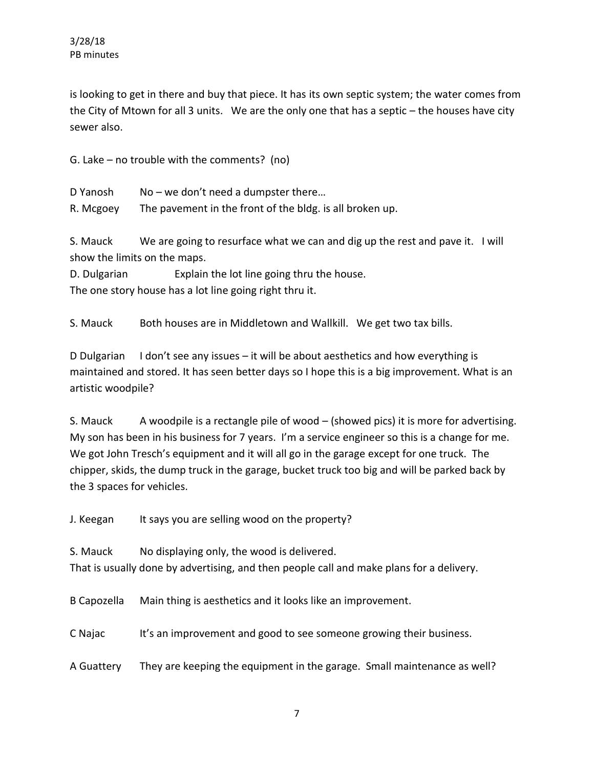is looking to get in there and buy that piece. It has its own septic system; the water comes from the City of Mtown for all 3 units. We are the only one that has a septic – the houses have city sewer also.

G. Lake – no trouble with the comments? (no)

D Yanosh No – we don't need a dumpster there…

R. Mcgoey The pavement in the front of the bldg. is all broken up.

S. Mauck We are going to resurface what we can and dig up the rest and pave it. I will show the limits on the maps.

D. Dulgarian Explain the lot line going thru the house.

The one story house has a lot line going right thru it.

S. Mauck Both houses are in Middletown and Wallkill. We get two tax bills.

D Dulgarian I don't see any issues – it will be about aesthetics and how everything is maintained and stored. It has seen better days so I hope this is a big improvement. What is an artistic woodpile?

S. Mauck A woodpile is a rectangle pile of wood – (showed pics) it is more for advertising. My son has been in his business for 7 years. I'm a service engineer so this is a change for me. We got John Tresch's equipment and it will all go in the garage except for one truck. The chipper, skids, the dump truck in the garage, bucket truck too big and will be parked back by the 3 spaces for vehicles.

J. Keegan It says you are selling wood on the property?

S. Mauck No displaying only, the wood is delivered.

That is usually done by advertising, and then people call and make plans for a delivery.

B Capozella Main thing is aesthetics and it looks like an improvement.

C Najac It's an improvement and good to see someone growing their business.

A Guattery They are keeping the equipment in the garage. Small maintenance as well?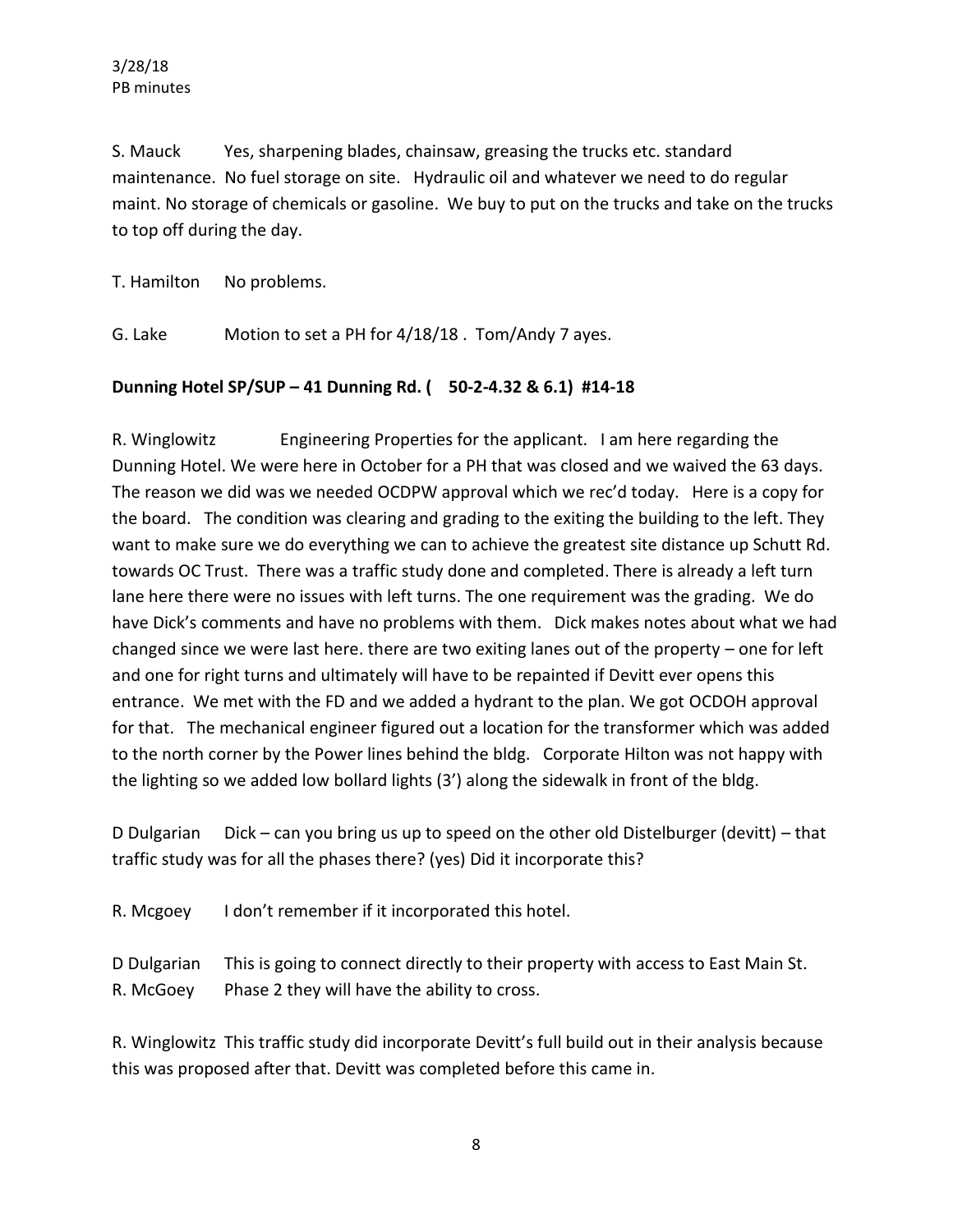S. Mauck Yes, sharpening blades, chainsaw, greasing the trucks etc. standard maintenance. No fuel storage on site. Hydraulic oil and whatever we need to do regular maint. No storage of chemicals or gasoline. We buy to put on the trucks and take on the trucks to top off during the day.

T. Hamilton No problems.

G. Lake Motion to set a PH for 4/18/18 . Tom/Andy 7 ayes.

**Dunning Hotel SP/SUP – 41 Dunning Rd. ( 50-2-4.32 & 6.1) #14-18**

R. Winglowitz Engineering Properties for the applicant. I am here regarding the Dunning Hotel. We were here in October for a PH that was closed and we waived the 63 days. The reason we did was we needed OCDPW approval which we rec'd today. Here is a copy for the board. The condition was clearing and grading to the exiting the building to the left. They want to make sure we do everything we can to achieve the greatest site distance up Schutt Rd. towards OC Trust. There was a traffic study done and completed. There is already a left turn lane here there were no issues with left turns. The one requirement was the grading. We do have Dick's comments and have no problems with them. Dick makes notes about what we had changed since we were last here. there are two exiting lanes out of the property – one for left and one for right turns and ultimately will have to be repainted if Devitt ever opens this entrance. We met with the FD and we added a hydrant to the plan. We got OCDOH approval for that. The mechanical engineer figured out a location for the transformer which was added to the north corner by the Power lines behind the bldg. Corporate Hilton was not happy with the lighting so we added low bollard lights (3') along the sidewalk in front of the bldg.

D Dulgarian Dick – can you bring us up to speed on the other old Distelburger (devitt) – that traffic study was for all the phases there? (yes) Did it incorporate this?

R. Mcgoey I don't remember if it incorporated this hotel.

D Dulgarian This is going to connect directly to their property with access to East Main St.
R. McGoey Phase 2 they will have the ability to cross.

R. Winglowitz This traffic study did incorporate Devitt's full build out in their analysis because this was proposed after that. Devitt was completed before this came in.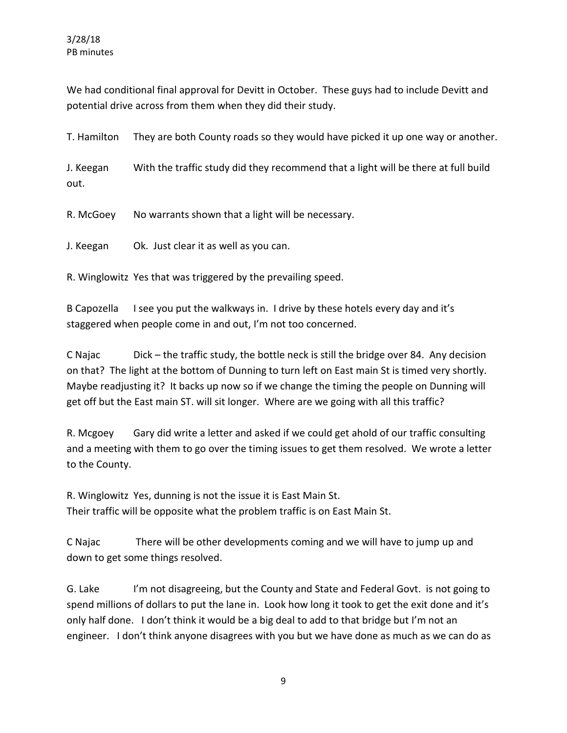We had conditional final approval for Devitt in October. These guys had to include Devitt and potential drive across from them when they did their study.

T. Hamilton They are both County roads so they would have picked it up one way or another.

J. Keegan With the traffic study did they recommend that a light will be there at full build out.

R. McGoey No warrants shown that a light will be necessary.

J. Keegan Ok. Just clear it as well as you can.

R. Winglowitz Yes that was triggered by the prevailing speed.

B Capozella I see you put the walkways in. I drive by these hotels every day and it's staggered when people come in and out, I'm not too concerned.

C Najac Dick – the traffic study, the bottle neck is still the bridge over 84. Any decision on that? The light at the bottom of Dunning to turn left on East main St is timed very shortly. Maybe readjusting it? It backs up now so if we change the timing the people on Dunning will get off but the East main ST. will sit longer. Where are we going with all this traffic?

R. Mcgoey Gary did write a letter and asked if we could get ahold of our traffic consulting and a meeting with them to go over the timing issues to get them resolved. We wrote a letter to the County.

R. Winglowitz Yes, dunning is not the issue it is East Main St.
Their traffic will be opposite what the problem traffic is on East Main St.

C Najac There will be other developments coming and we will have to jump up and down to get some things resolved.

G. Lake I'm not disagreeing, but the County and State and Federal Govt. is not going to spend millions of dollars to put the lane in. Look how long it took to get the exit done and it's only half done. I don't think it would be a big deal to add to that bridge but I'm not an engineer. I don't think anyone disagrees with you but we have done as much as we can do as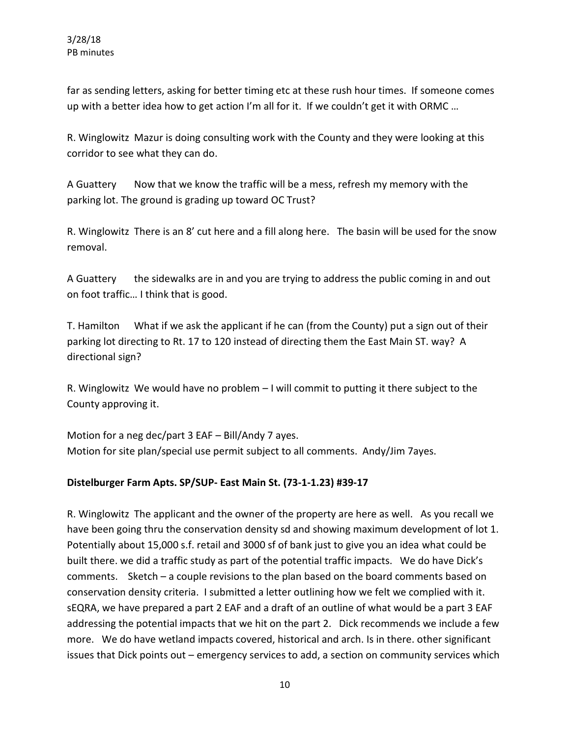far as sending letters, asking for better timing etc at these rush hour times. If someone comes up with a better idea how to get action I'm all for it. If we couldn't get it with ORMC …

R. Winglowitz Mazur is doing consulting work with the County and they were looking at this corridor to see what they can do.

A Guattery Now that we know the traffic will be a mess, refresh my memory with the parking lot. The ground is grading up toward OC Trust?

R. Winglowitz There is an 8' cut here and a fill along here. The basin will be used for the snow removal.

A Guattery the sidewalks are in and you are trying to address the public coming in and out on foot traffic… I think that is good.

T. Hamilton What if we ask the applicant if he can (from the County) put a sign out of their parking lot directing to Rt. 17 to 120 instead of directing them the East Main ST. way? A directional sign?

R. Winglowitz We would have no problem – I will commit to putting it there subject to the County approving it.

Motion for a neg dec/part 3 EAF – Bill/Andy 7 ayes.
Motion for site plan/special use permit subject to all comments. Andy/Jim 7ayes.

**Distelburger Farm Apts. SP/SUP- East Main St. (73-1-1.23) #39-17**

R. Winglowitz The applicant and the owner of the property are here as well. As you recall we have been going thru the conservation density sd and showing maximum development of lot 1. Potentially about 15,000 s.f. retail and 3000 sf of bank just to give you an idea what could be built there. we did a traffic study as part of the potential traffic impacts. We do have Dick's comments. Sketch – a couple revisions to the plan based on the board comments based on conservation density criteria. I submitted a letter outlining how we felt we complied with it. sEQRA, we have prepared a part 2 EAF and a draft of an outline of what would be a part 3 EAF addressing the potential impacts that we hit on the part 2. Dick recommends we include a few more. We do have wetland impacts covered, historical and arch. Is in there. other significant issues that Dick points out – emergency services to add, a section on community services which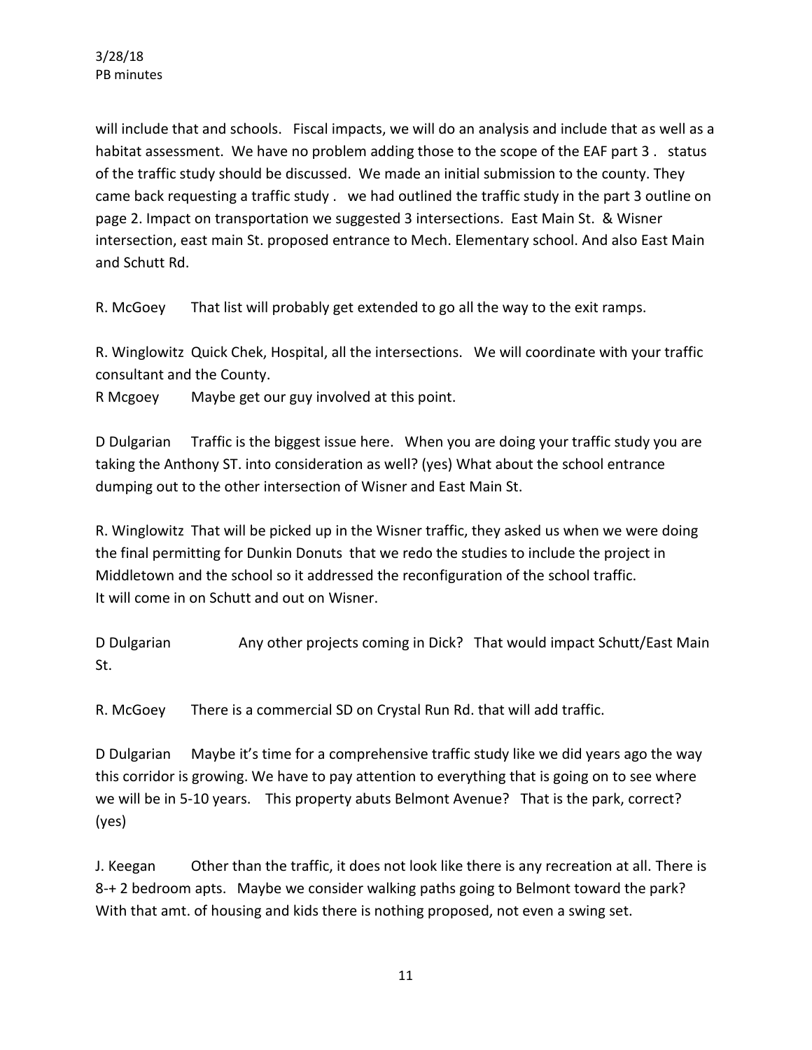will include that and schools. Fiscal impacts, we will do an analysis and include that as well as a habitat assessment. We have no problem adding those to the scope of the EAF part 3 . status of the traffic study should be discussed. We made an initial submission to the county. They came back requesting a traffic study . we had outlined the traffic study in the part 3 outline on page 2. Impact on transportation we suggested 3 intersections. East Main St. & Wisner intersection, east main St. proposed entrance to Mech. Elementary school. And also East Main and Schutt Rd.

R. McGoey That list will probably get extended to go all the way to the exit ramps.

R. Winglowitz Quick Chek, Hospital, all the intersections. We will coordinate with your traffic consultant and the County.
R Mcgoey Maybe get our guy involved at this point.

D Dulgarian Traffic is the biggest issue here. When you are doing your traffic study you are taking the Anthony ST. into consideration as well? (yes) What about the school entrance dumping out to the other intersection of Wisner and East Main St.

R. Winglowitz That will be picked up in the Wisner traffic, they asked us when we were doing the final permitting for Dunkin Donuts that we redo the studies to include the project in Middletown and the school so it addressed the reconfiguration of the school traffic.
It will come in on Schutt and out on Wisner.

D Dulgarian Any other projects coming in Dick? That would impact Schutt/East Main St.

R. McGoey There is a commercial SD on Crystal Run Rd. that will add traffic.

D Dulgarian Maybe it's time for a comprehensive traffic study like we did years ago the way this corridor is growing. We have to pay attention to everything that is going on to see where we will be in 5-10 years. This property abuts Belmont Avenue? That is the park, correct? (yes)

J. Keegan Other than the traffic, it does not look like there is any recreation at all. There is 8-+ 2 bedroom apts. Maybe we consider walking paths going to Belmont toward the park? With that amt. of housing and kids there is nothing proposed, not even a swing set.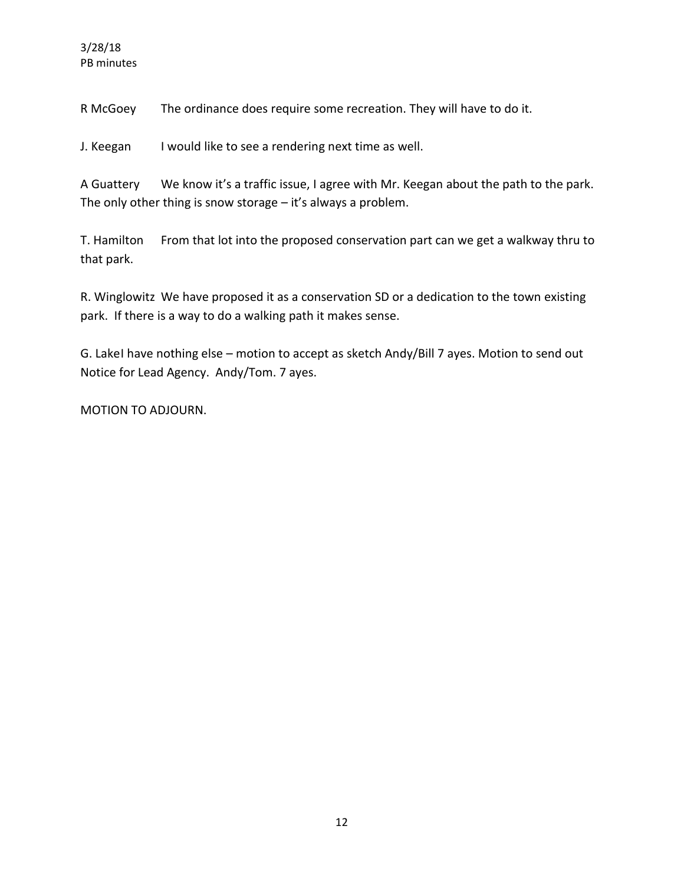R McGoey The ordinance does require some recreation. They will have to do it.

J. Keegan I would like to see a rendering next time as well.

A Guattery We know it's a traffic issue, I agree with Mr. Keegan about the path to the park. The only other thing is snow storage – it's always a problem.

T. Hamilton From that lot into the proposed conservation part can we get a walkway thru to that park.

R. Winglowitz We have proposed it as a conservation SD or a dedication to the town existing park. If there is a way to do a walking path it makes sense.

G. LakeI have nothing else – motion to accept as sketch Andy/Bill 7 ayes. Motion to send out Notice for Lead Agency. Andy/Tom. 7 ayes.

MOTION TO ADJOURN.